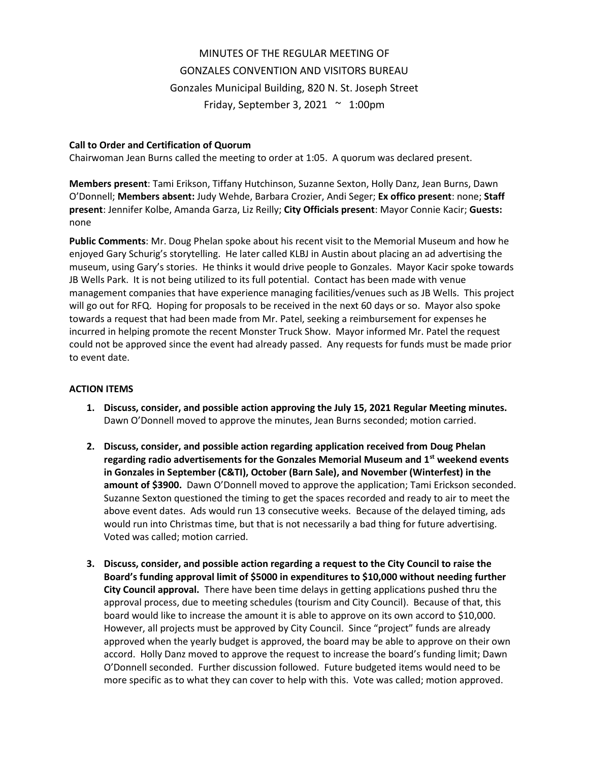MINUTES OF THE REGULAR MEETING OF
GONZALES CONVENTION AND VISITORS BUREAU
Gonzales Municipal Building, 820 N. St. Joseph Street
Friday, September 3, 2021 ~ 1:00pm

**Call to Order and Certification of Quorum**
Chairwoman Jean Burns called the meeting to order at 1:05. A quorum was declared present.

**Members present**: Tami Erikson, Tiffany Hutchinson, Suzanne Sexton, Holly Danz, Jean Burns, Dawn O'Donnell; **Members absent:** Judy Wehde, Barbara Crozier, Andi Seger; **Ex offico present**: none; **Staff present**: Jennifer Kolbe, Amanda Garza, Liz Reilly; **City Officials present**: Mayor Connie Kacir; **Guests:** none

**Public Comments**: Mr. Doug Phelan spoke about his recent visit to the Memorial Museum and how he enjoyed Gary Schurig's storytelling. He later called KLBJ in Austin about placing an ad advertising the museum, using Gary's stories. He thinks it would drive people to Gonzales. Mayor Kacir spoke towards JB Wells Park. It is not being utilized to its full potential. Contact has been made with venue management companies that have experience managing facilities/venues such as JB Wells. This project will go out for RFQ. Hoping for proposals to be received in the next 60 days or so. Mayor also spoke towards a request that had been made from Mr. Patel, seeking a reimbursement for expenses he incurred in helping promote the recent Monster Truck Show. Mayor informed Mr. Patel the request could not be approved since the event had already passed. Any requests for funds must be made prior to event date.

**ACTION ITEMS**

1. **Discuss, consider, and possible action approving the July 15, 2021 Regular Meeting minutes.** Dawn O'Donnell moved to approve the minutes, Jean Burns seconded; motion carried.

2. **Discuss, consider, and possible action regarding application received from Doug Phelan regarding radio advertisements for the Gonzales Memorial Museum and 1st weekend events in Gonzales in September (C&TI), October (Barn Sale), and November (Winterfest) in the amount of $3900.** Dawn O'Donnell moved to approve the application; Tami Erickson seconded. Suzanne Sexton questioned the timing to get the spaces recorded and ready to air to meet the above event dates. Ads would run 13 consecutive weeks. Because of the delayed timing, ads would run into Christmas time, but that is not necessarily a bad thing for future advertising. Voted was called; motion carried.

3. **Discuss, consider, and possible action regarding a request to the City Council to raise the Board's funding approval limit of $5000 in expenditures to $10,000 without needing further City Council approval.** There have been time delays in getting applications pushed thru the approval process, due to meeting schedules (tourism and City Council). Because of that, this board would like to increase the amount it is able to approve on its own accord to $10,000. However, all projects must be approved by City Council. Since "project" funds are already approved when the yearly budget is approved, the board may be able to approve on their own accord. Holly Danz moved to approve the request to increase the board's funding limit; Dawn O'Donnell seconded. Further discussion followed. Future budgeted items would need to be more specific as to what they can cover to help with this. Vote was called; motion approved.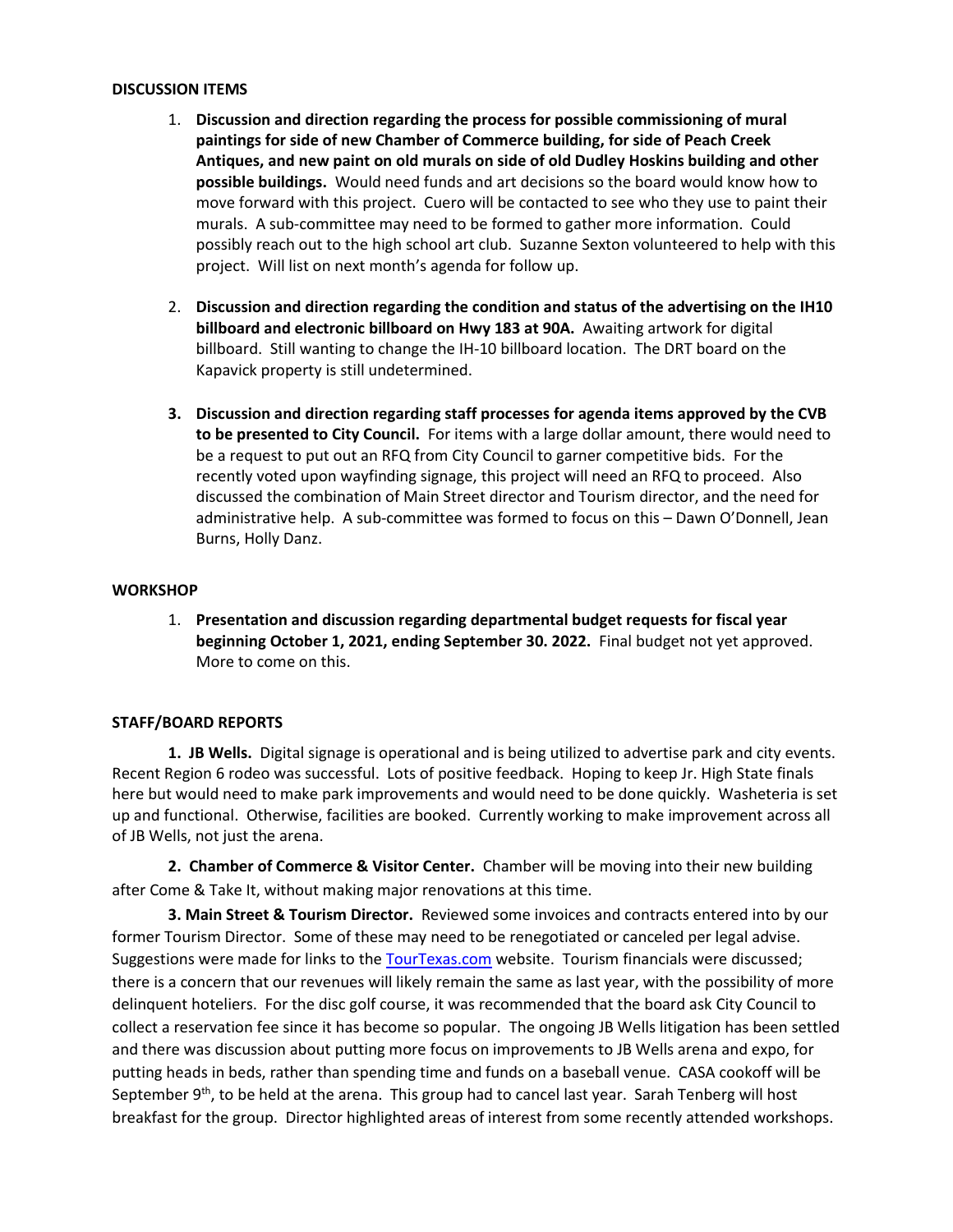**DISCUSSION ITEMS**

1. **Discussion and direction regarding the process for possible commissioning of mural paintings for side of new Chamber of Commerce building, for side of Peach Creek Antiques, and new paint on old murals on side of old Dudley Hoskins building and other possible buildings.** Would need funds and art decisions so the board would know how to move forward with this project. Cuero will be contacted to see who they use to paint their murals. A sub-committee may need to be formed to gather more information. Could possibly reach out to the high school art club. Suzanne Sexton volunteered to help with this project. Will list on next month's agenda for follow up.

2. **Discussion and direction regarding the condition and status of the advertising on the IH10 billboard and electronic billboard on Hwy 183 at 90A.** Awaiting artwork for digital billboard. Still wanting to change the IH-10 billboard location. The DRT board on the Kapavick property is still undetermined.

3. **Discussion and direction regarding staff processes for agenda items approved by the CVB to be presented to City Council.** For items with a large dollar amount, there would need to be a request to put out an RFQ from City Council to garner competitive bids. For the recently voted upon wayfinding signage, this project will need an RFQ to proceed. Also discussed the combination of Main Street director and Tourism director, and the need for administrative help. A sub-committee was formed to focus on this – Dawn O'Donnell, Jean Burns, Holly Danz.

**WORKSHOP**

1. **Presentation and discussion regarding departmental budget requests for fiscal year beginning October 1, 2021, ending September 30. 2022.** Final budget not yet approved. More to come on this.

**STAFF/BOARD REPORTS**

**1. JB Wells.** Digital signage is operational and is being utilized to advertise park and city events. Recent Region 6 rodeo was successful. Lots of positive feedback. Hoping to keep Jr. High State finals here but would need to make park improvements and would need to be done quickly. Washeteria is set up and functional. Otherwise, facilities are booked. Currently working to make improvement across all of JB Wells, not just the arena.

**2. Chamber of Commerce & Visitor Center.** Chamber will be moving into their new building after Come & Take It, without making major renovations at this time.

**3. Main Street & Tourism Director.** Reviewed some invoices and contracts entered into by our former Tourism Director. Some of these may need to be renegotiated or canceled per legal advise. Suggestions were made for links to the TourTexas.com website. Tourism financials were discussed; there is a concern that our revenues will likely remain the same as last year, with the possibility of more delinquent hoteliers. For the disc golf course, it was recommended that the board ask City Council to collect a reservation fee since it has become so popular. The ongoing JB Wells litigation has been settled and there was discussion about putting more focus on improvements to JB Wells arena and expo, for putting heads in beds, rather than spending time and funds on a baseball venue. CASA cookoff will be September 9th, to be held at the arena. This group had to cancel last year. Sarah Tenberg will host breakfast for the group. Director highlighted areas of interest from some recently attended workshops.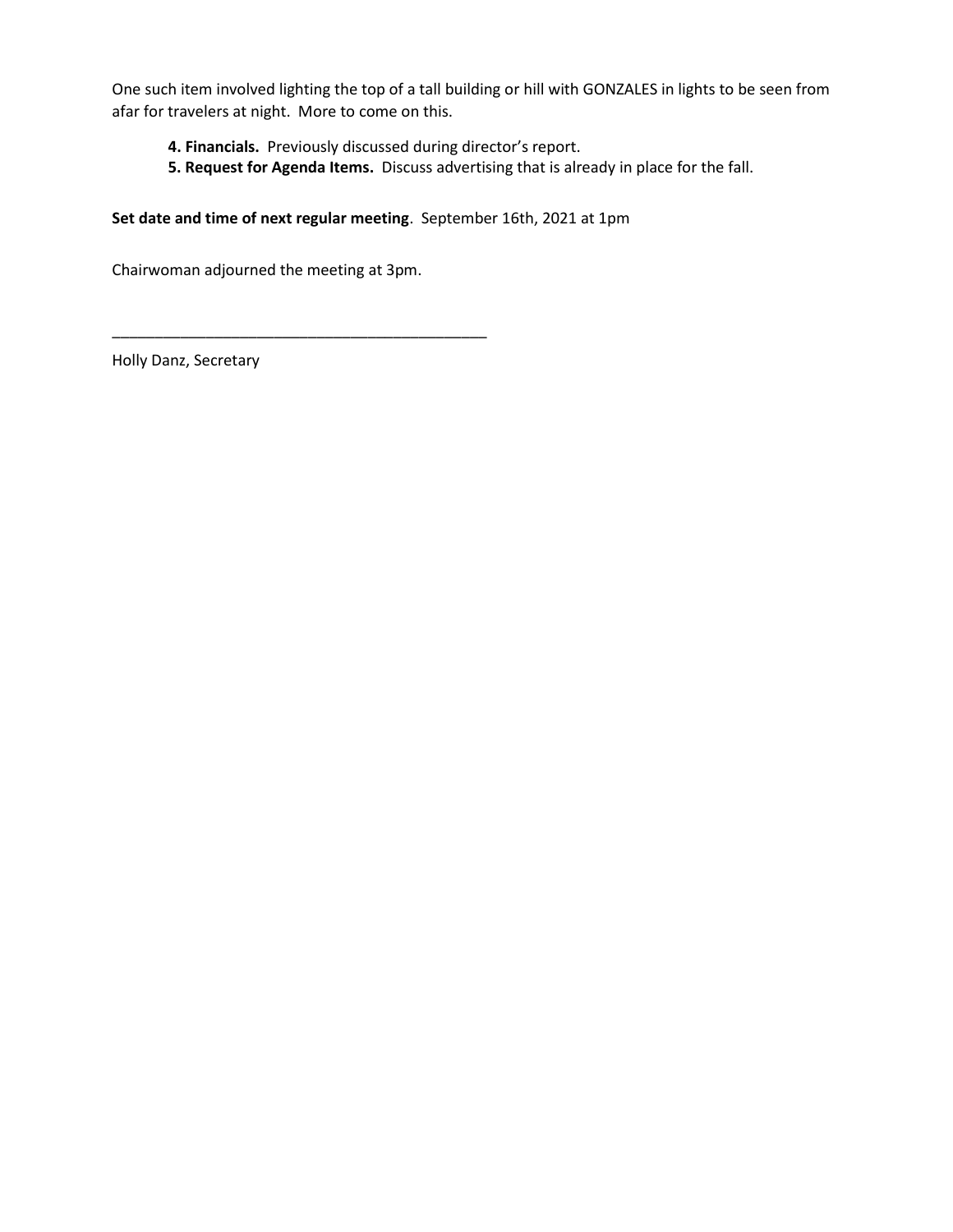One such item involved lighting the top of a tall building or hill with GONZALES in lights to be seen from afar for travelers at night. More to come on this.

**4. Financials.** Previously discussed during director's report.

**5. Request for Agenda Items.** Discuss advertising that is already in place for the fall.

**Set date and time of next regular meeting**. September 16th, 2021 at 1pm

Chairwoman adjourned the meeting at 3pm.

_____________________________________________

Holly Danz, Secretary